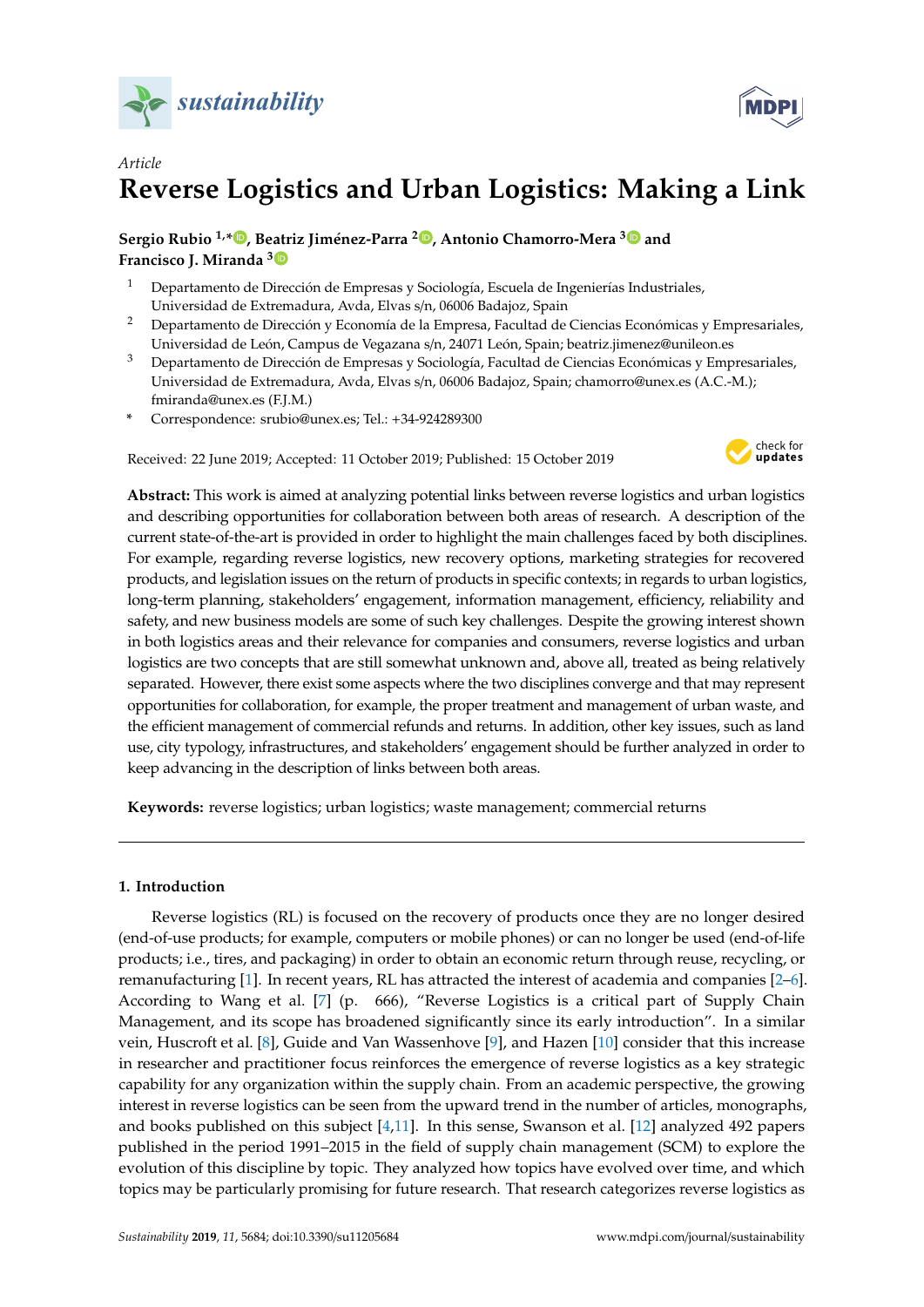*Article*

# Reverse Logistics and Urban Logistics: Making a Link

**Sergio Rubio [1,*], Beatriz Jiménez-Parra [2], Antonio Chamorro-Mera [3] and Francisco J. Miranda [3]**

[1] Departamento de Dirección de Empresas y Sociología, Escuela de Ingenierías Industriales, Universidad de Extremadura, Avda, Elvas s/n, 06006 Badajoz, Spain

[2] Departamento de Dirección y Economía de la Empresa, Facultad de Ciencias Económicas y Empresariales, Universidad de León, Campus de Vegazana s/n, 24071 León, Spain; beatriz.jimenez@unileon.es

[3] Departamento de Dirección de Empresas y Sociología, Facultad de Ciencias Económicas y Empresariales, Universidad de Extremadura, Avda, Elvas s/n, 06006 Badajoz, Spain; chamorro@unex.es (A.C.-M.); fmiranda@unex.es (F.J.M.)

\* Correspondence: srubio@unex.es; Tel.: +34-924289300

Received: 22 June 2019; Accepted: 11 October 2019; Published: 15 October 2019

**Abstract:** This work is aimed at analyzing potential links between reverse logistics and urban logistics and describing opportunities for collaboration between both areas of research. A description of the current state-of-the-art is provided in order to highlight the main challenges faced by both disciplines. For example, regarding reverse logistics, new recovery options, marketing strategies for recovered products, and legislation issues on the return of products in specific contexts; in regards to urban logistics, long-term planning, stakeholders' engagement, information management, efficiency, reliability and safety, and new business models are some of such key challenges. Despite the growing interest shown in both logistics areas and their relevance for companies and consumers, reverse logistics and urban logistics are two concepts that are still somewhat unknown and, above all, treated as being relatively separated. However, there exist some aspects where the two disciplines converge and that may represent opportunities for collaboration, for example, the proper treatment and management of urban waste, and the efficient management of commercial refunds and returns. In addition, other key issues, such as land use, city typology, infrastructures, and stakeholders' engagement should be further analyzed in order to keep advancing in the description of links between both areas.

**Keywords:** reverse logistics; urban logistics; waste management; commercial returns

---

## 1. Introduction

Reverse logistics (RL) is focused on the recovery of products once they are no longer desired (end-of-use products; for example, computers or mobile phones) or can no longer be used (end-of-life products; i.e., tires, and packaging) in order to obtain an economic return through reuse, recycling, or remanufacturing [1]. In recent years, RL has attracted the interest of academia and companies [2–6]. According to Wang et al. [7] (p. 666), "Reverse Logistics is a critical part of Supply Chain Management, and its scope has broadened significantly since its early introduction". In a similar vein, Huscroft et al. [8], Guide and Van Wassenhove [9], and Hazen [10] consider that this increase in researcher and practitioner focus reinforces the emergence of reverse logistics as a key strategic capability for any organization within the supply chain. From an academic perspective, the growing interest in reverse logistics can be seen from the upward trend in the number of articles, monographs, and books published on this subject [4,11]. In this sense, Swanson et al. [12] analyzed 492 papers published in the period 1991–2015 in the field of supply chain management (SCM) to explore the evolution of this discipline by topic. They analyzed how topics have evolved over time, and which topics may be particularly promising for future research. That research categorizes reverse logistics as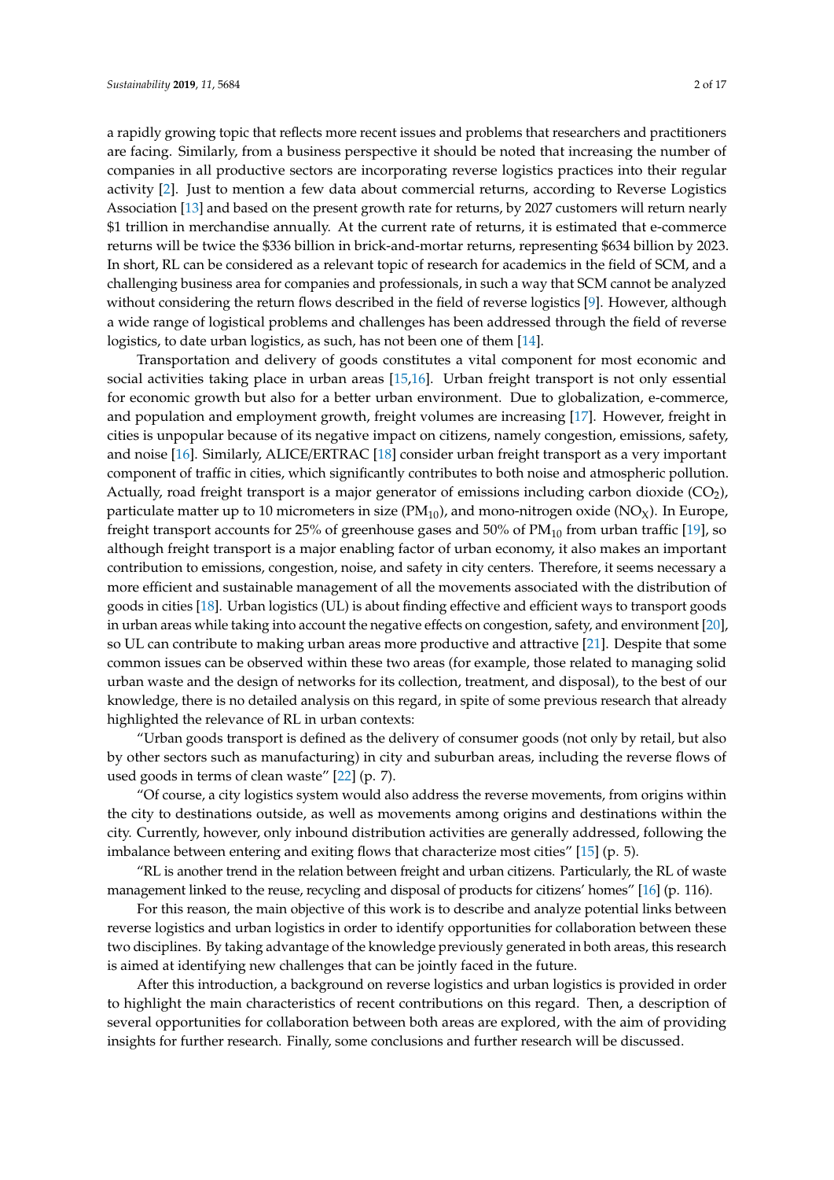a rapidly growing topic that reflects more recent issues and problems that researchers and practitioners are facing. Similarly, from a business perspective it should be noted that increasing the number of companies in all productive sectors are incorporating reverse logistics practices into their regular activity [2]. Just to mention a few data about commercial returns, according to Reverse Logistics Association [13] and based on the present growth rate for returns, by 2027 customers will return nearly $1 trillion in merchandise annually. At the current rate of returns, it is estimated that e-commerce returns will be twice the $336 billion in brick-and-mortar returns, representing $634 billion by 2023. In short, RL can be considered as a relevant topic of research for academics in the field of SCM, and a challenging business area for companies and professionals, in such a way that SCM cannot be analyzed without considering the return flows described in the field of reverse logistics [9]. However, although a wide range of logistical problems and challenges has been addressed through the field of reverse logistics, to date urban logistics, as such, has not been one of them [14].

Transportation and delivery of goods constitutes a vital component for most economic and social activities taking place in urban areas [15,16]. Urban freight transport is not only essential for economic growth but also for a better urban environment. Due to globalization, e-commerce, and population and employment growth, freight volumes are increasing [17]. However, freight in cities is unpopular because of its negative impact on citizens, namely congestion, emissions, safety, and noise [16]. Similarly, ALICE/ERTRAC [18] consider urban freight transport as a very important component of traffic in cities, which significantly contributes to both noise and atmospheric pollution. Actually, road freight transport is a major generator of emissions including carbon dioxide ($CO_2$), particulate matter up to 10 micrometers in size ($PM_{10}$), and mono-nitrogen oxide ($NO_X$). In Europe, freight transport accounts for 25% of greenhouse gases and 50% of $PM_{10}$ from urban traffic [19], so although freight transport is a major enabling factor of urban economy, it also makes an important contribution to emissions, congestion, noise, and safety in city centers. Therefore, it seems necessary a more efficient and sustainable management of all the movements associated with the distribution of goods in cities [18]. Urban logistics (UL) is about finding effective and efficient ways to transport goods in urban areas while taking into account the negative effects on congestion, safety, and environment [20], so UL can contribute to making urban areas more productive and attractive [21]. Despite that some common issues can be observed within these two areas (for example, those related to managing solid urban waste and the design of networks for its collection, treatment, and disposal), to the best of our knowledge, there is no detailed analysis on this regard, in spite of some previous research that already highlighted the relevance of RL in urban contexts:

"Urban goods transport is defined as the delivery of consumer goods (not only by retail, but also by other sectors such as manufacturing) in city and suburban areas, including the reverse flows of used goods in terms of clean waste" [22] (p. 7).

"Of course, a city logistics system would also address the reverse movements, from origins within the city to destinations outside, as well as movements among origins and destinations within the city. Currently, however, only inbound distribution activities are generally addressed, following the imbalance between entering and exiting flows that characterize most cities" [15] (p. 5).

"RL is another trend in the relation between freight and urban citizens. Particularly, the RL of waste management linked to the reuse, recycling and disposal of products for citizens' homes" [16] (p. 116).

For this reason, the main objective of this work is to describe and analyze potential links between reverse logistics and urban logistics in order to identify opportunities for collaboration between these two disciplines. By taking advantage of the knowledge previously generated in both areas, this research is aimed at identifying new challenges that can be jointly faced in the future.

After this introduction, a background on reverse logistics and urban logistics is provided in order to highlight the main characteristics of recent contributions on this regard. Then, a description of several opportunities for collaboration between both areas are explored, with the aim of providing insights for further research. Finally, some conclusions and further research will be discussed.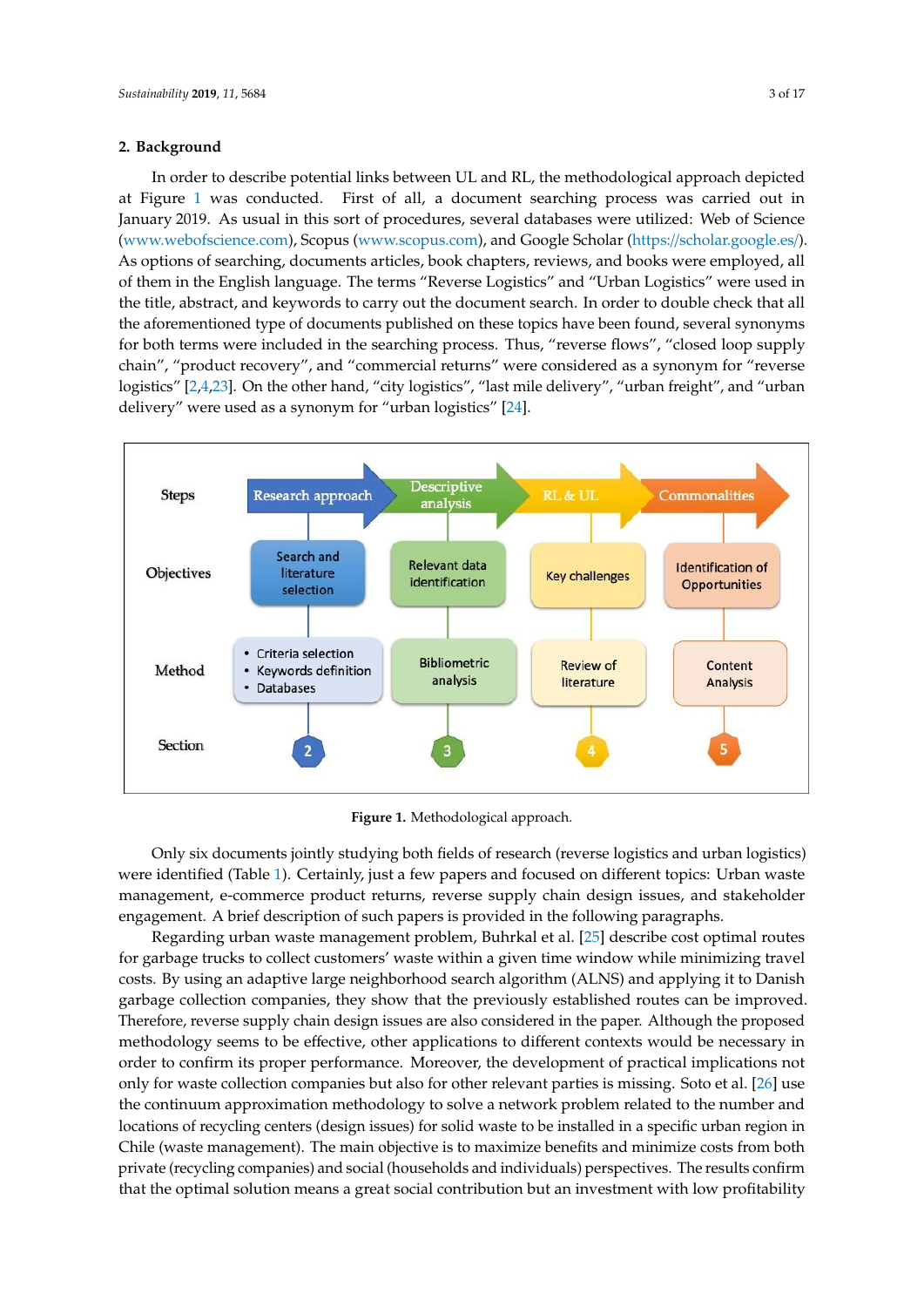## 2. Background

In order to describe potential links between UL and RL, the methodological approach depicted at Figure 1 was conducted. First of all, a document searching process was carried out in January 2019. As usual in this sort of procedures, several databases were utilized: Web of Science (www.webofscience.com), Scopus (www.scopus.com), and Google Scholar (https://scholar.google.es/). As options of searching, documents articles, book chapters, reviews, and books were employed, all of them in the English language. The terms "Reverse Logistics" and "Urban Logistics" were used in the title, abstract, and keywords to carry out the document search. In order to double check that all the aforementioned type of documents published on these topics have been found, several synonyms for both terms were included in the searching process. Thus, "reverse flows", "closed loop supply chain", "product recovery", and "commercial returns" were considered as a synonym for "reverse logistics" [2,4,23]. On the other hand, "city logistics", "last mile delivery", "urban freight", and "urban delivery" were used as a synonym for "urban logistics" [24].

| Steps | Research approach | Descriptive analysis | RL & UL | Commonalities |
|---|---|---|---|---|
| Objectives | Search and literature selection | Relevant data identification | Key challenges | Identification of Opportunities |
| Method | • Criteria selection<br>• Keywords definition<br>• Databases | Bibliometric analysis | Review of literature | Content Analysis |
| Section | 2 | 3 | 4 | 5 |

**Figure 1.** Methodological approach.

Only six documents jointly studying both fields of research (reverse logistics and urban logistics) were identified (Table 1). Certainly, just a few papers and focused on different topics: Urban waste management, e-commerce product returns, reverse supply chain design issues, and stakeholder engagement. A brief description of such papers is provided in the following paragraphs.

Regarding urban waste management problem, Buhrkal et al. [25] describe cost optimal routes for garbage trucks to collect customers' waste within a given time window while minimizing travel costs. By using an adaptive large neighborhood search algorithm (ALNS) and applying it to Danish garbage collection companies, they show that the previously established routes can be improved. Therefore, reverse supply chain design issues are also considered in the paper. Although the proposed methodology seems to be effective, other applications to different contexts would be necessary in order to confirm its proper performance. Moreover, the development of practical implications not only for waste collection companies but also for other relevant parties is missing. Soto et al. [26] use the continuum approximation methodology to solve a network problem related to the number and locations of recycling centers (design issues) for solid waste to be installed in a specific urban region in Chile (waste management). The main objective is to maximize benefits and minimize costs from both private (recycling companies) and social (households and individuals) perspectives. The results confirm that the optimal solution means a great social contribution but an investment with low profitability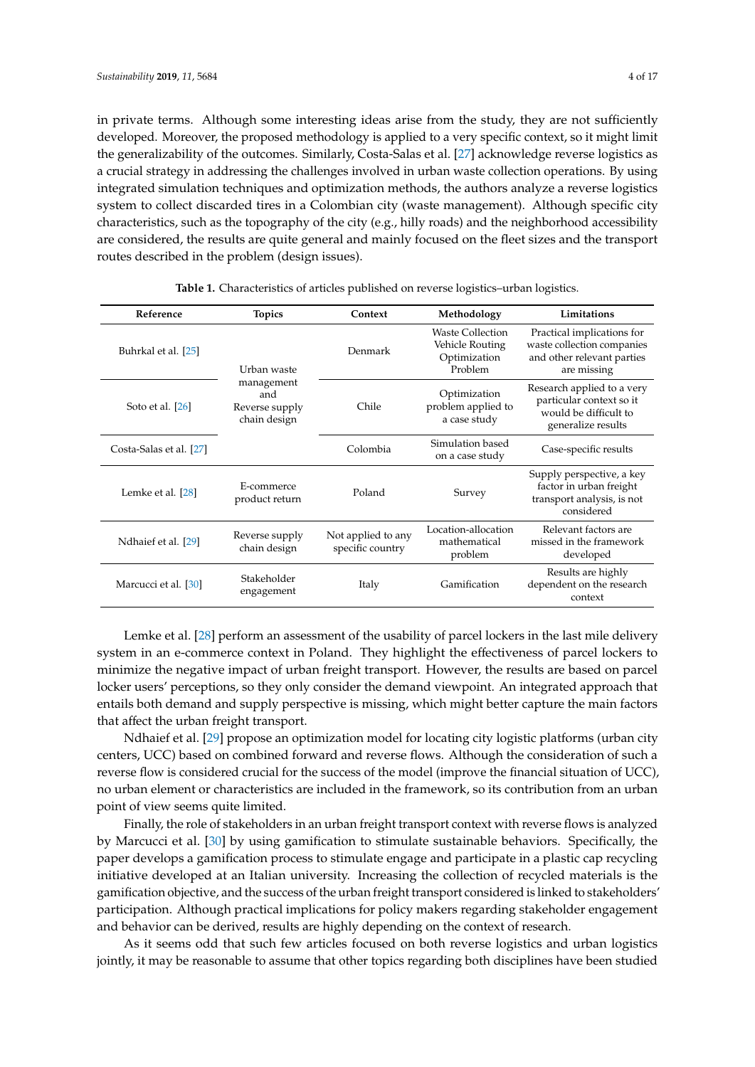in private terms. Although some interesting ideas arise from the study, they are not sufficiently developed. Moreover, the proposed methodology is applied to a very specific context, so it might limit the generalizability of the outcomes. Similarly, Costa-Salas et al. [27] acknowledge reverse logistics as a crucial strategy in addressing the challenges involved in urban waste collection operations. By using integrated simulation techniques and optimization methods, the authors analyze a reverse logistics system to collect discarded tires in a Colombian city (waste management). Although specific city characteristics, such as the topography of the city (e.g., hilly roads) and the neighborhood accessibility are considered, the results are quite general and mainly focused on the fleet sizes and the transport routes described in the problem (design issues).

**Table 1.** Characteristics of articles published on reverse logistics–urban logistics.

| Reference | Topics | Context | Methodology | Limitations |
|---|---|---|---|---|
| Buhrkal et al. [25] | Urban waste management and Reverse supply chain design | Denmark | Waste Collection Vehicle Routing Optimization Problem | Practical implications for waste collection companies and other relevant parties are missing |
| Soto et al. [26] | | Chile | Optimization problem applied to a case study | Research applied to a very particular context so it would be difficult to generalize results |
| Costa-Salas et al. [27] | | Colombia | Simulation based on a case study | Case-specific results |
| Lemke et al. [28] | E-commerce product return | Poland | Survey | Supply perspective, a key factor in urban freight transport analysis, is not considered |
| Ndhaief et al. [29] | Reverse supply chain design | Not applied to any specific country | Location-allocation mathematical problem | Relevant factors are missed in the framework developed |
| Marcucci et al. [30] | Stakeholder engagement | Italy | Gamification | Results are highly dependent on the research context |

Lemke et al. [28] perform an assessment of the usability of parcel lockers in the last mile delivery system in an e-commerce context in Poland. They highlight the effectiveness of parcel lockers to minimize the negative impact of urban freight transport. However, the results are based on parcel locker users' perceptions, so they only consider the demand viewpoint. An integrated approach that entails both demand and supply perspective is missing, which might better capture the main factors that affect the urban freight transport.

Ndhaief et al. [29] propose an optimization model for locating city logistic platforms (urban city centers, UCC) based on combined forward and reverse flows. Although the consideration of such a reverse flow is considered crucial for the success of the model (improve the financial situation of UCC), no urban element or characteristics are included in the framework, so its contribution from an urban point of view seems quite limited.

Finally, the role of stakeholders in an urban freight transport context with reverse flows is analyzed by Marcucci et al. [30] by using gamification to stimulate sustainable behaviors. Specifically, the paper develops a gamification process to stimulate engage and participate in a plastic cap recycling initiative developed at an Italian university. Increasing the collection of recycled materials is the gamification objective, and the success of the urban freight transport considered is linked to stakeholders' participation. Although practical implications for policy makers regarding stakeholder engagement and behavior can be derived, results are highly depending on the context of research.

As it seems odd that such few articles focused on both reverse logistics and urban logistics jointly, it may be reasonable to assume that other topics regarding both disciplines have been studied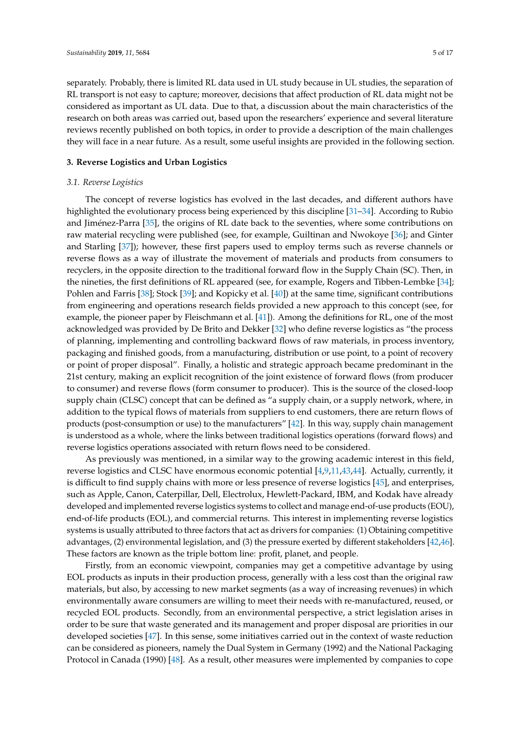separately. Probably, there is limited RL data used in UL study because in UL studies, the separation of RL transport is not easy to capture; moreover, decisions that affect production of RL data might not be considered as important as UL data. Due to that, a discussion about the main characteristics of the research on both areas was carried out, based upon the researchers' experience and several literature reviews recently published on both topics, in order to provide a description of the main challenges they will face in a near future. As a result, some useful insights are provided in the following section.

## 3. Reverse Logistics and Urban Logistics

### 3.1. Reverse Logistics

The concept of reverse logistics has evolved in the last decades, and different authors have highlighted the evolutionary process being experienced by this discipline [31–34]. According to Rubio and Jiménez-Parra [35], the origins of RL date back to the seventies, where some contributions on raw material recycling were published (see, for example, Guiltinan and Nwokoye [36]; and Ginter and Starling [37]); however, these first papers used to employ terms such as reverse channels or reverse flows as a way of illustrate the movement of materials and products from consumers to recyclers, in the opposite direction to the traditional forward flow in the Supply Chain (SC). Then, in the nineties, the first definitions of RL appeared (see, for example, Rogers and Tibben-Lembke [34]; Pohlen and Farris [38]; Stock [39]; and Kopicky et al. [40]) at the same time, significant contributions from engineering and operations research fields provided a new approach to this concept (see, for example, the pioneer paper by Fleischmann et al. [41]). Among the definitions for RL, one of the most acknowledged was provided by De Brito and Dekker [32] who define reverse logistics as "the process of planning, implementing and controlling backward flows of raw materials, in process inventory, packaging and finished goods, from a manufacturing, distribution or use point, to a point of recovery or point of proper disposal". Finally, a holistic and strategic approach became predominant in the 21st century, making an explicit recognition of the joint existence of forward flows (from producer to consumer) and reverse flows (form consumer to producer). This is the source of the closed-loop supply chain (CLSC) concept that can be defined as "a supply chain, or a supply network, where, in addition to the typical flows of materials from suppliers to end customers, there are return flows of products (post-consumption or use) to the manufacturers" [42]. In this way, supply chain management is understood as a whole, where the links between traditional logistics operations (forward flows) and reverse logistics operations associated with return flows need to be considered.

As previously was mentioned, in a similar way to the growing academic interest in this field, reverse logistics and CLSC have enormous economic potential [4,9,11,43,44]. Actually, currently, it is difficult to find supply chains with more or less presence of reverse logistics [45], and enterprises, such as Apple, Canon, Caterpillar, Dell, Electrolux, Hewlett-Packard, IBM, and Kodak have already developed and implemented reverse logistics systems to collect and manage end-of-use products (EOU), end-of-life products (EOL), and commercial returns. This interest in implementing reverse logistics systems is usually attributed to three factors that act as drivers for companies: (1) Obtaining competitive advantages, (2) environmental legislation, and (3) the pressure exerted by different stakeholders [42,46]. These factors are known as the triple bottom line: profit, planet, and people.

Firstly, from an economic viewpoint, companies may get a competitive advantage by using EOL products as inputs in their production process, generally with a less cost than the original raw materials, but also, by accessing to new market segments (as a way of increasing revenues) in which environmentally aware consumers are willing to meet their needs with re-manufactured, reused, or recycled EOL products. Secondly, from an environmental perspective, a strict legislation arises in order to be sure that waste generated and its management and proper disposal are priorities in our developed societies [47]. In this sense, some initiatives carried out in the context of waste reduction can be considered as pioneers, namely the Dual System in Germany (1992) and the National Packaging Protocol in Canada (1990) [48]. As a result, other measures were implemented by companies to cope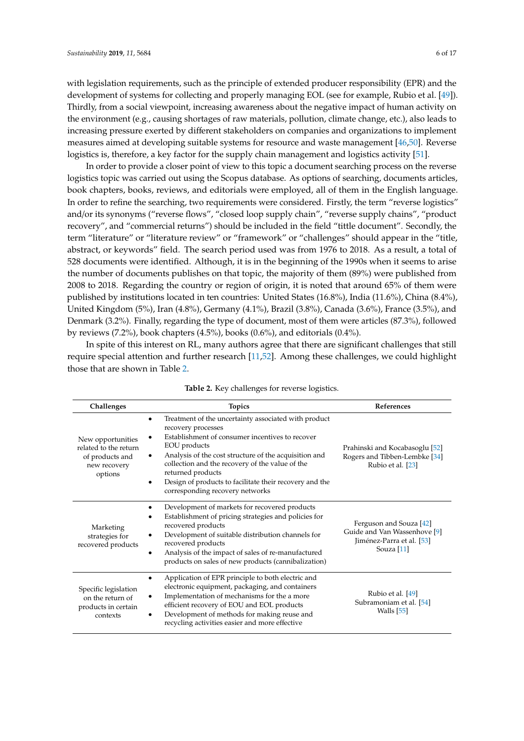with legislation requirements, such as the principle of extended producer responsibility (EPR) and the development of systems for collecting and properly managing EOL (see for example, Rubio et al. [49]). Thirdly, from a social viewpoint, increasing awareness about the negative impact of human activity on the environment (e.g., causing shortages of raw materials, pollution, climate change, etc.), also leads to increasing pressure exerted by different stakeholders on companies and organizations to implement measures aimed at developing suitable systems for resource and waste management [46,50]. Reverse logistics is, therefore, a key factor for the supply chain management and logistics activity [51].

In order to provide a closer point of view to this topic a document searching process on the reverse logistics topic was carried out using the Scopus database. As options of searching, documents articles, book chapters, books, reviews, and editorials were employed, all of them in the English language. In order to refine the searching, two requirements were considered. Firstly, the term "reverse logistics" and/or its synonyms ("reverse flows", "closed loop supply chain", "reverse supply chains", "product recovery", and "commercial returns") should be included in the field "tittle document". Secondly, the term "literature" or "literature review" or "framework" or "challenges" should appear in the "title, abstract, or keywords" field. The search period used was from 1976 to 2018. As a result, a total of 528 documents were identified. Although, it is in the beginning of the 1990s when it seems to arise the number of documents publishes on that topic, the majority of them (89%) were published from 2008 to 2018. Regarding the country or region of origin, it is noted that around 65% of them were published by institutions located in ten countries: United States (16.8%), India (11.6%), China (8.4%), United Kingdom (5%), Iran (4.8%), Germany (4.1%), Brazil (3.8%), Canada (3.6%), France (3.5%), and Denmark (3.2%). Finally, regarding the type of document, most of them were articles (87.3%), followed by reviews (7.2%), book chapters (4.5%), books (0.6%), and editorials (0.4%).

In spite of this interest on RL, many authors agree that there are significant challenges that still require special attention and further research [11,52]. Among these challenges, we could highlight those that are shown in Table 2.

**Table 2.** Key challenges for reverse logistics.

| Challenges | Topics | References |
|---|---|---|
| New opportunities related to the return of products and new recovery options | • Treatment of the uncertainty associated with product recovery processes<br>• Establishment of consumer incentives to recover EOU products<br>• Analysis of the cost structure of the acquisition and collection and the recovery of the value of the returned products<br>• Design of products to facilitate their recovery and the corresponding recovery networks | Prahinski and Kocabasoglu [52]<br>Rogers and Tibben-Lembke [34]<br>Rubio et al. [23] |
| Marketing strategies for recovered products | • Development of markets for recovered products<br>• Establishment of pricing strategies and policies for recovered products<br>• Development of suitable distribution channels for recovered products<br>• Analysis of the impact of sales of re-manufactured products on sales of new products (cannibalization) | Ferguson and Souza [42]<br>Guide and Van Wassenhove [9]<br>Jiménez-Parra et al. [53]<br>Souza [11] |
| Specific legislation on the return of products in certain contexts | • Application of EPR principle to both electric and electronic equipment, packaging, and containers<br>• Implementation of mechanisms for the a more efficient recovery of EOU and EOL products<br>• Development of methods for making reuse and recycling activities easier and more effective | Rubio et al. [49]<br>Subramoniam et al. [54]<br>Walls [55] |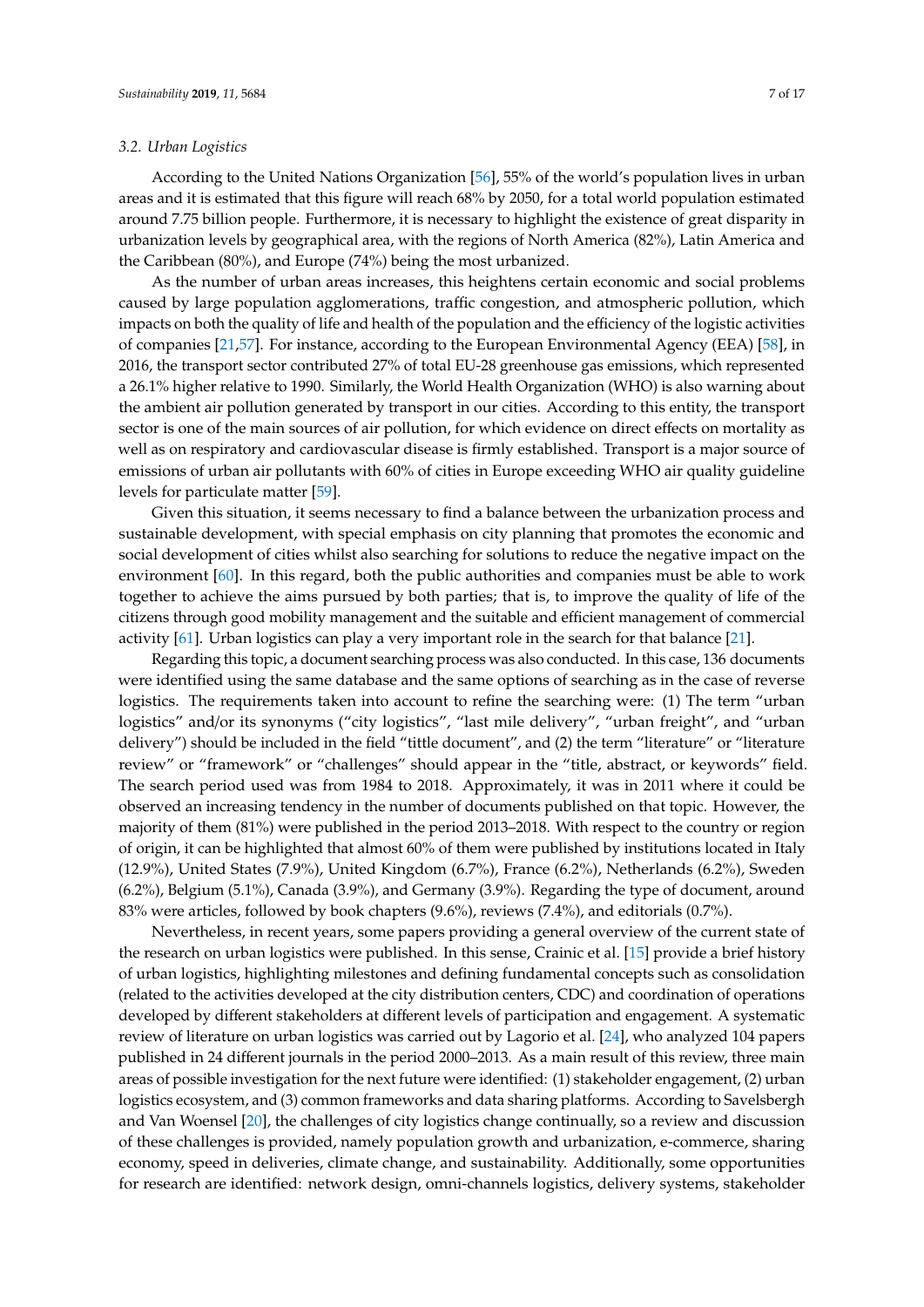### 3.2. Urban Logistics

According to the United Nations Organization [56], 55% of the world's population lives in urban areas and it is estimated that this figure will reach 68% by 2050, for a total world population estimated around 7.75 billion people. Furthermore, it is necessary to highlight the existence of great disparity in urbanization levels by geographical area, with the regions of North America (82%), Latin America and the Caribbean (80%), and Europe (74%) being the most urbanized.

As the number of urban areas increases, this heightens certain economic and social problems caused by large population agglomerations, traffic congestion, and atmospheric pollution, which impacts on both the quality of life and health of the population and the efficiency of the logistic activities of companies [21,57]. For instance, according to the European Environmental Agency (EEA) [58], in 2016, the transport sector contributed 27% of total EU-28 greenhouse gas emissions, which represented a 26.1% higher relative to 1990. Similarly, the World Health Organization (WHO) is also warning about the ambient air pollution generated by transport in our cities. According to this entity, the transport sector is one of the main sources of air pollution, for which evidence on direct effects on mortality as well as on respiratory and cardiovascular disease is firmly established. Transport is a major source of emissions of urban air pollutants with 60% of cities in Europe exceeding WHO air quality guideline levels for particulate matter [59].

Given this situation, it seems necessary to find a balance between the urbanization process and sustainable development, with special emphasis on city planning that promotes the economic and social development of cities whilst also searching for solutions to reduce the negative impact on the environment [60]. In this regard, both the public authorities and companies must be able to work together to achieve the aims pursued by both parties; that is, to improve the quality of life of the citizens through good mobility management and the suitable and efficient management of commercial activity [61]. Urban logistics can play a very important role in the search for that balance [21].

Regarding this topic, a document searching process was also conducted. In this case, 136 documents were identified using the same database and the same options of searching as in the case of reverse logistics. The requirements taken into account to refine the searching were: (1) The term "urban logistics" and/or its synonyms ("city logistics", "last mile delivery", "urban freight", and "urban delivery") should be included in the field "tittle document", and (2) the term "literature" or "literature review" or "framework" or "challenges" should appear in the "title, abstract, or keywords" field. The search period used was from 1984 to 2018. Approximately, it was in 2011 where it could be observed an increasing tendency in the number of documents published on that topic. However, the majority of them (81%) were published in the period 2013–2018. With respect to the country or region of origin, it can be highlighted that almost 60% of them were published by institutions located in Italy (12.9%), United States (7.9%), United Kingdom (6.7%), France (6.2%), Netherlands (6.2%), Sweden (6.2%), Belgium (5.1%), Canada (3.9%), and Germany (3.9%). Regarding the type of document, around 83% were articles, followed by book chapters (9.6%), reviews (7.4%), and editorials (0.7%).

Nevertheless, in recent years, some papers providing a general overview of the current state of the research on urban logistics were published. In this sense, Crainic et al. [15] provide a brief history of urban logistics, highlighting milestones and defining fundamental concepts such as consolidation (related to the activities developed at the city distribution centers, CDC) and coordination of operations developed by different stakeholders at different levels of participation and engagement. A systematic review of literature on urban logistics was carried out by Lagorio et al. [24], who analyzed 104 papers published in 24 different journals in the period 2000–2013. As a main result of this review, three main areas of possible investigation for the next future were identified: (1) stakeholder engagement, (2) urban logistics ecosystem, and (3) common frameworks and data sharing platforms. According to Savelsbergh and Van Woensel [20], the challenges of city logistics change continually, so a review and discussion of these challenges is provided, namely population growth and urbanization, e-commerce, sharing economy, speed in deliveries, climate change, and sustainability. Additionally, some opportunities for research are identified: network design, omni-channels logistics, delivery systems, stakeholder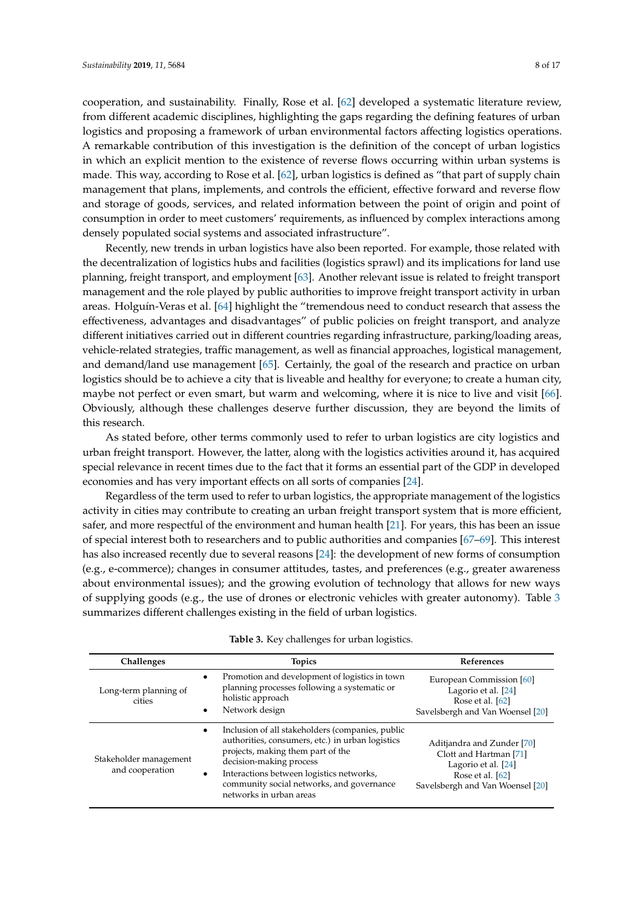cooperation, and sustainability. Finally, Rose et al. [62] developed a systematic literature review, from different academic disciplines, highlighting the gaps regarding the defining features of urban logistics and proposing a framework of urban environmental factors affecting logistics operations. A remarkable contribution of this investigation is the definition of the concept of urban logistics in which an explicit mention to the existence of reverse flows occurring within urban systems is made. This way, according to Rose et al. [62], urban logistics is defined as "that part of supply chain management that plans, implements, and controls the efficient, effective forward and reverse flow and storage of goods, services, and related information between the point of origin and point of consumption in order to meet customers' requirements, as influenced by complex interactions among densely populated social systems and associated infrastructure".

Recently, new trends in urban logistics have also been reported. For example, those related with the decentralization of logistics hubs and facilities (logistics sprawl) and its implications for land use planning, freight transport, and employment [63]. Another relevant issue is related to freight transport management and the role played by public authorities to improve freight transport activity in urban areas. Holguín-Veras et al. [64] highlight the "tremendous need to conduct research that assess the effectiveness, advantages and disadvantages" of public policies on freight transport, and analyze different initiatives carried out in different countries regarding infrastructure, parking/loading areas, vehicle-related strategies, traffic management, as well as financial approaches, logistical management, and demand/land use management [65]. Certainly, the goal of the research and practice on urban logistics should be to achieve a city that is liveable and healthy for everyone; to create a human city, maybe not perfect or even smart, but warm and welcoming, where it is nice to live and visit [66]. Obviously, although these challenges deserve further discussion, they are beyond the limits of this research.

As stated before, other terms commonly used to refer to urban logistics are city logistics and urban freight transport. However, the latter, along with the logistics activities around it, has acquired special relevance in recent times due to the fact that it forms an essential part of the GDP in developed economies and has very important effects on all sorts of companies [24].

Regardless of the term used to refer to urban logistics, the appropriate management of the logistics activity in cities may contribute to creating an urban freight transport system that is more efficient, safer, and more respectful of the environment and human health [21]. For years, this has been an issue of special interest both to researchers and to public authorities and companies [67–69]. This interest has also increased recently due to several reasons [24]: the development of new forms of consumption (e.g., e-commerce); changes in consumer attitudes, tastes, and preferences (e.g., greater awareness about environmental issues); and the growing evolution of technology that allows for new ways of supplying goods (e.g., the use of drones or electronic vehicles with greater autonomy). Table 3 summarizes different challenges existing in the field of urban logistics.

**Table 3.** Key challenges for urban logistics.

| Challenges | Topics | References |
| --- | --- | --- |
| Long-term planning of cities | • Promotion and development of logistics in town planning processes following a systematic or holistic approach<br>• Network design | European Commission [60]<br>Lagorio et al. [24]<br>Rose et al. [62]<br>Savelsbergh and Van Woensel [20] |
| Stakeholder management and cooperation | • Inclusion of all stakeholders (companies, public authorities, consumers, etc.) in urban logistics projects, making them part of the decision-making process<br>• Interactions between logistics networks, community social networks, and governance networks in urban areas | Aditjandra and Zunder [70]<br>Clott and Hartman [71]<br>Lagorio et al. [24]<br>Rose et al. [62]<br>Savelsbergh and Van Woensel [20] |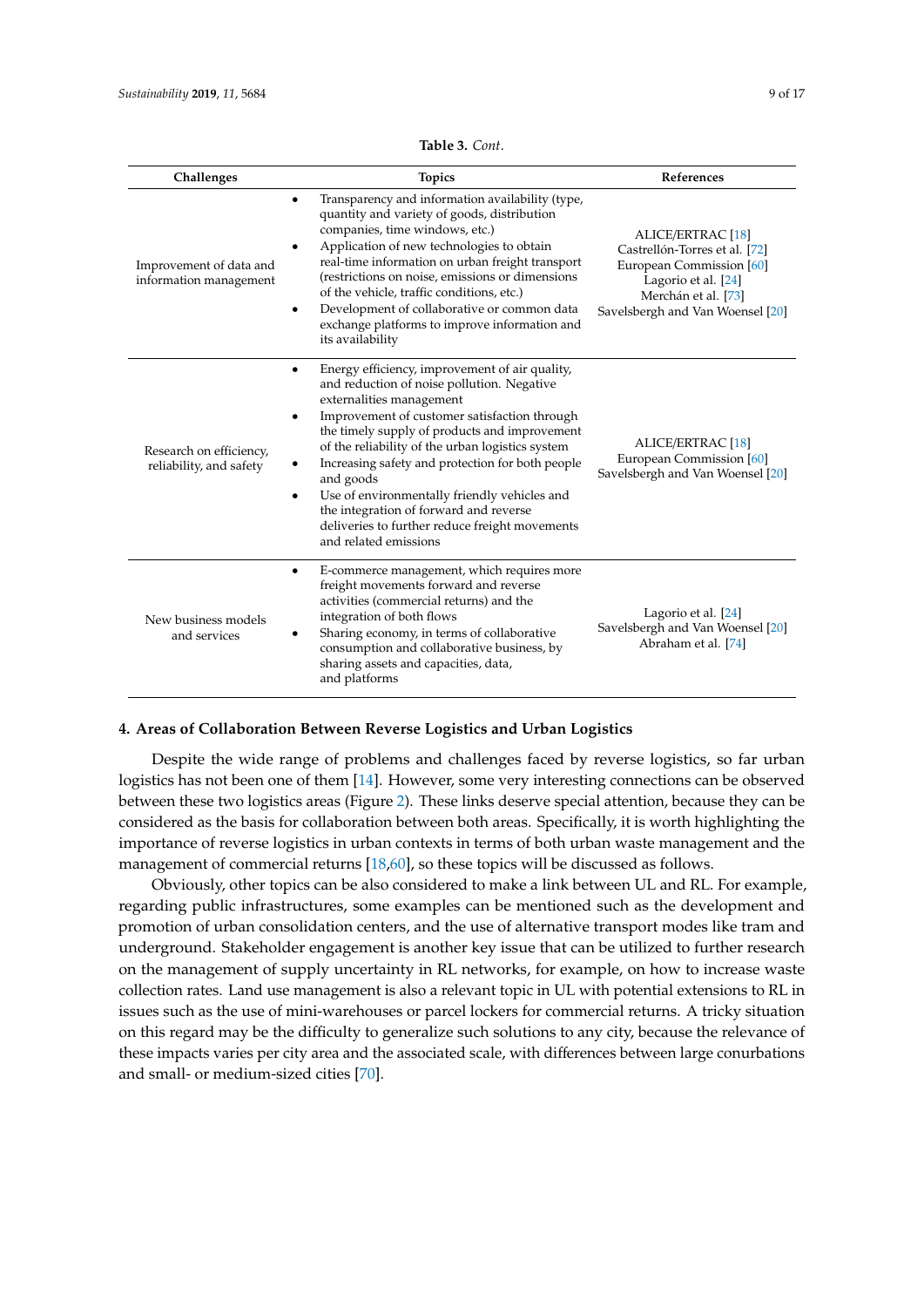**Table 3.** *Cont.*

| Challenges | Topics | References |
|---|---|---|
| Improvement of data and information management | • Transparency and information availability (type, quantity and variety of goods, distribution companies, time windows, etc.)<br>• Application of new technologies to obtain real-time information on urban freight transport (restrictions on noise, emissions or dimensions of the vehicle, traffic conditions, etc.)<br>• Development of collaborative or common data exchange platforms to improve information and its availability | ALICE/ERTRAC [18]<br>Castrellón-Torres et al. [72]<br>European Commission [60]<br>Lagorio et al. [24]<br>Merchán et al. [73]<br>Savelsbergh and Van Woensel [20] |
| Research on efficiency, reliability, and safety | • Energy efficiency, improvement of air quality, and reduction of noise pollution. Negative externalities management<br>• Improvement of customer satisfaction through the timely supply of products and improvement of the reliability of the urban logistics system<br>• Increasing safety and protection for both people and goods<br>• Use of environmentally friendly vehicles and the integration of forward and reverse deliveries to further reduce freight movements and related emissions | ALICE/ERTRAC [18]<br>European Commission [60]<br>Savelsbergh and Van Woensel [20] |
| New business models and services | • E-commerce management, which requires more freight movements forward and reverse activities (commercial returns) and the integration of both flows<br>• Sharing economy, in terms of collaborative consumption and collaborative business, by sharing assets and capacities, data, and platforms | Lagorio et al. [24]<br>Savelsbergh and Van Woensel [20]<br>Abraham et al. [74] |

## 4. Areas of Collaboration Between Reverse Logistics and Urban Logistics

Despite the wide range of problems and challenges faced by reverse logistics, so far urban logistics has not been one of them [14]. However, some very interesting connections can be observed between these two logistics areas (Figure 2). These links deserve special attention, because they can be considered as the basis for collaboration between both areas. Specifically, it is worth highlighting the importance of reverse logistics in urban contexts in terms of both urban waste management and the management of commercial returns [18,60], so these topics will be discussed as follows.

Obviously, other topics can be also considered to make a link between UL and RL. For example, regarding public infrastructures, some examples can be mentioned such as the development and promotion of urban consolidation centers, and the use of alternative transport modes like tram and underground. Stakeholder engagement is another key issue that can be utilized to further research on the management of supply uncertainty in RL networks, for example, on how to increase waste collection rates. Land use management is also a relevant topic in UL with potential extensions to RL in issues such as the use of mini-warehouses or parcel lockers for commercial returns. A tricky situation on this regard may be the difficulty to generalize such solutions to any city, because the relevance of these impacts varies per city area and the associated scale, with differences between large conurbations and small- or medium-sized cities [70].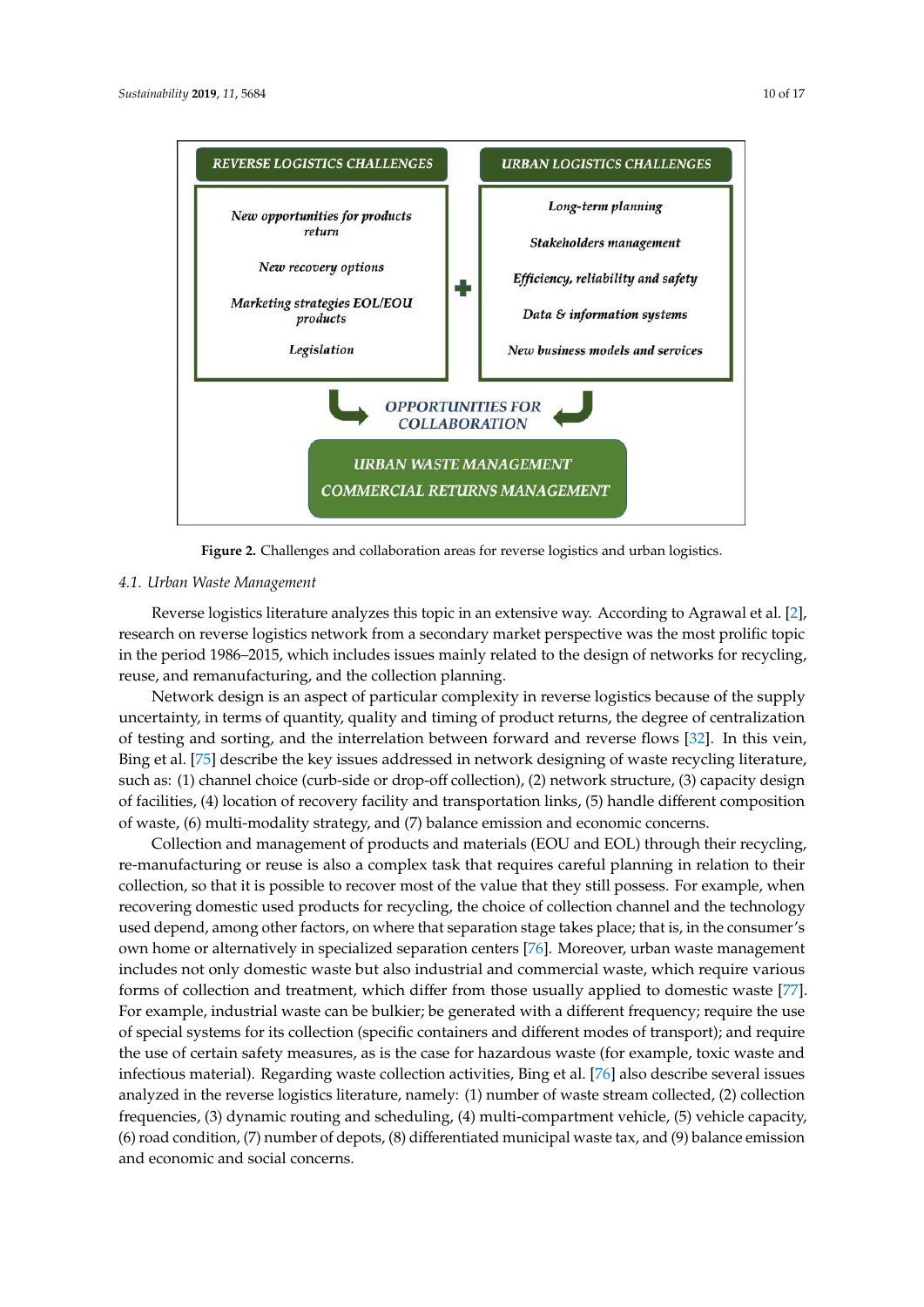**Figure 2.** Challenges and collaboration areas for reverse logistics and urban logistics.

### 4.1. Urban Waste Management

Reverse logistics literature analyzes this topic in an extensive way. According to Agrawal et al. [2], research on reverse logistics network from a secondary market perspective was the most prolific topic in the period 1986–2015, which includes issues mainly related to the design of networks for recycling, reuse, and remanufacturing, and the collection planning.

Network design is an aspect of particular complexity in reverse logistics because of the supply uncertainty, in terms of quantity, quality and timing of product returns, the degree of centralization of testing and sorting, and the interrelation between forward and reverse flows [32]. In this vein, Bing et al. [75] describe the key issues addressed in network designing of waste recycling literature, such as: (1) channel choice (curb-side or drop-off collection), (2) network structure, (3) capacity design of facilities, (4) location of recovery facility and transportation links, (5) handle different composition of waste, (6) multi-modality strategy, and (7) balance emission and economic concerns.

Collection and management of products and materials (EOU and EOL) through their recycling, re-manufacturing or reuse is also a complex task that requires careful planning in relation to their collection, so that it is possible to recover most of the value that they still possess. For example, when recovering domestic used products for recycling, the choice of collection channel and the technology used depend, among other factors, on where that separation stage takes place; that is, in the consumer's own home or alternatively in specialized separation centers [76]. Moreover, urban waste management includes not only domestic waste but also industrial and commercial waste, which require various forms of collection and treatment, which differ from those usually applied to domestic waste [77]. For example, industrial waste can be bulkier; be generated with a different frequency; require the use of special systems for its collection (specific containers and different modes of transport); and require the use of certain safety measures, as is the case for hazardous waste (for example, toxic waste and infectious material). Regarding waste collection activities, Bing et al. [76] also describe several issues analyzed in the reverse logistics literature, namely: (1) number of waste stream collected, (2) collection frequencies, (3) dynamic routing and scheduling, (4) multi-compartment vehicle, (5) vehicle capacity, (6) road condition, (7) number of depots, (8) differentiated municipal waste tax, and (9) balance emission and economic and social concerns.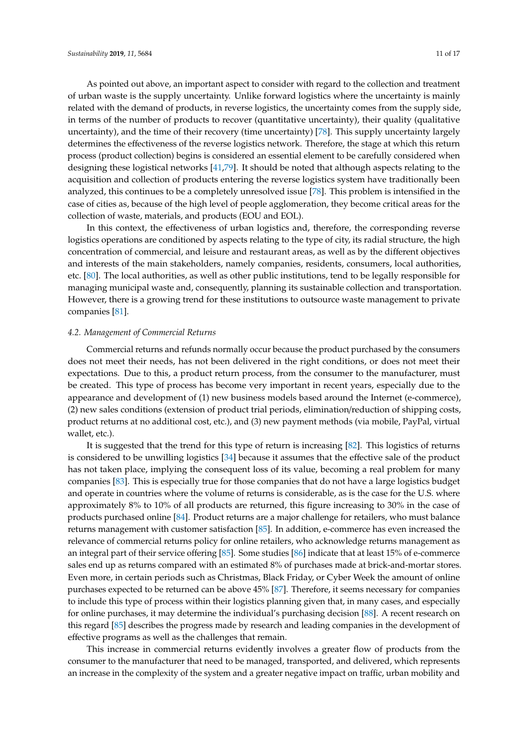As pointed out above, an important aspect to consider with regard to the collection and treatment of urban waste is the supply uncertainty. Unlike forward logistics where the uncertainty is mainly related with the demand of products, in reverse logistics, the uncertainty comes from the supply side, in terms of the number of products to recover (quantitative uncertainty), their quality (qualitative uncertainty), and the time of their recovery (time uncertainty) [78]. This supply uncertainty largely determines the effectiveness of the reverse logistics network. Therefore, the stage at which this return process (product collection) begins is considered an essential element to be carefully considered when designing these logistical networks [41,79]. It should be noted that although aspects relating to the acquisition and collection of products entering the reverse logistics system have traditionally been analyzed, this continues to be a completely unresolved issue [78]. This problem is intensified in the case of cities as, because of the high level of people agglomeration, they become critical areas for the collection of waste, materials, and products (EOU and EOL).

In this context, the effectiveness of urban logistics and, therefore, the corresponding reverse logistics operations are conditioned by aspects relating to the type of city, its radial structure, the high concentration of commercial, and leisure and restaurant areas, as well as by the different objectives and interests of the main stakeholders, namely companies, residents, consumers, local authorities, etc. [80]. The local authorities, as well as other public institutions, tend to be legally responsible for managing municipal waste and, consequently, planning its sustainable collection and transportation. However, there is a growing trend for these institutions to outsource waste management to private companies [81].

### *4.2. Management of Commercial Returns*

Commercial returns and refunds normally occur because the product purchased by the consumers does not meet their needs, has not been delivered in the right conditions, or does not meet their expectations. Due to this, a product return process, from the consumer to the manufacturer, must be created. This type of process has become very important in recent years, especially due to the appearance and development of (1) new business models based around the Internet (e-commerce), (2) new sales conditions (extension of product trial periods, elimination/reduction of shipping costs, product returns at no additional cost, etc.), and (3) new payment methods (via mobile, PayPal, virtual wallet, etc.).

It is suggested that the trend for this type of return is increasing [82]. This logistics of returns is considered to be unwilling logistics [34] because it assumes that the effective sale of the product has not taken place, implying the consequent loss of its value, becoming a real problem for many companies [83]. This is especially true for those companies that do not have a large logistics budget and operate in countries where the volume of returns is considerable, as is the case for the U.S. where approximately 8% to 10% of all products are returned, this figure increasing to 30% in the case of products purchased online [84]. Product returns are a major challenge for retailers, who must balance returns management with customer satisfaction [85]. In addition, e-commerce has even increased the relevance of commercial returns policy for online retailers, who acknowledge returns management as an integral part of their service offering [85]. Some studies [86] indicate that at least 15% of e-commerce sales end up as returns compared with an estimated 8% of purchases made at brick-and-mortar stores. Even more, in certain periods such as Christmas, Black Friday, or Cyber Week the amount of online purchases expected to be returned can be above 45% [87]. Therefore, it seems necessary for companies to include this type of process within their logistics planning given that, in many cases, and especially for online purchases, it may determine the individual's purchasing decision [88]. A recent research on this regard [85] describes the progress made by research and leading companies in the development of effective programs as well as the challenges that remain.

This increase in commercial returns evidently involves a greater flow of products from the consumer to the manufacturer that need to be managed, transported, and delivered, which represents an increase in the complexity of the system and a greater negative impact on traffic, urban mobility and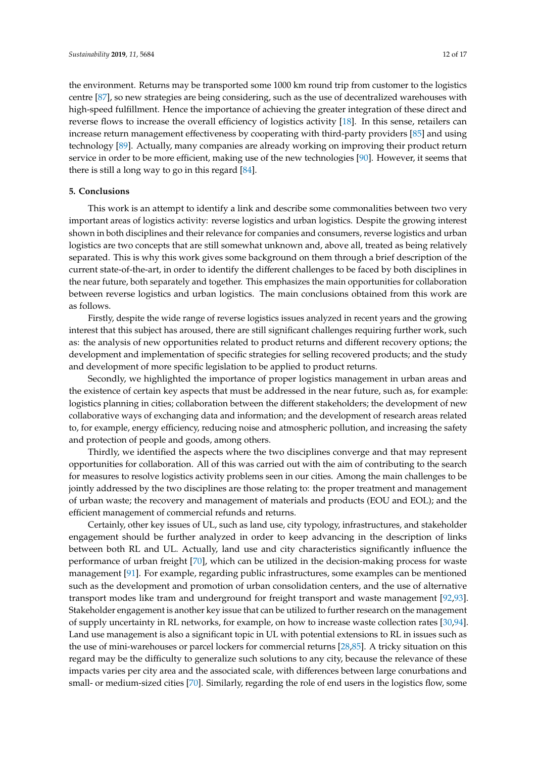the environment. Returns may be transported some 1000 km round trip from customer to the logistics centre [87], so new strategies are being considering, such as the use of decentralized warehouses with high-speed fulfillment. Hence the importance of achieving the greater integration of these direct and reverse flows to increase the overall efficiency of logistics activity [18]. In this sense, retailers can increase return management effectiveness by cooperating with third-party providers [85] and using technology [89]. Actually, many companies are already working on improving their product return service in order to be more efficient, making use of the new technologies [90]. However, it seems that there is still a long way to go in this regard [84].

## 5. Conclusions

This work is an attempt to identify a link and describe some commonalities between two very important areas of logistics activity: reverse logistics and urban logistics. Despite the growing interest shown in both disciplines and their relevance for companies and consumers, reverse logistics and urban logistics are two concepts that are still somewhat unknown and, above all, treated as being relatively separated. This is why this work gives some background on them through a brief description of the current state-of-the-art, in order to identify the different challenges to be faced by both disciplines in the near future, both separately and together. This emphasizes the main opportunities for collaboration between reverse logistics and urban logistics. The main conclusions obtained from this work are as follows.

Firstly, despite the wide range of reverse logistics issues analyzed in recent years and the growing interest that this subject has aroused, there are still significant challenges requiring further work, such as: the analysis of new opportunities related to product returns and different recovery options; the development and implementation of specific strategies for selling recovered products; and the study and development of more specific legislation to be applied to product returns.

Secondly, we highlighted the importance of proper logistics management in urban areas and the existence of certain key aspects that must be addressed in the near future, such as, for example: logistics planning in cities; collaboration between the different stakeholders; the development of new collaborative ways of exchanging data and information; and the development of research areas related to, for example, energy efficiency, reducing noise and atmospheric pollution, and increasing the safety and protection of people and goods, among others.

Thirdly, we identified the aspects where the two disciplines converge and that may represent opportunities for collaboration. All of this was carried out with the aim of contributing to the search for measures to resolve logistics activity problems seen in our cities. Among the main challenges to be jointly addressed by the two disciplines are those relating to: the proper treatment and management of urban waste; the recovery and management of materials and products (EOU and EOL); and the efficient management of commercial refunds and returns.

Certainly, other key issues of UL, such as land use, city typology, infrastructures, and stakeholder engagement should be further analyzed in order to keep advancing in the description of links between both RL and UL. Actually, land use and city characteristics significantly influence the performance of urban freight [70], which can be utilized in the decision-making process for waste management [91]. For example, regarding public infrastructures, some examples can be mentioned such as the development and promotion of urban consolidation centers, and the use of alternative transport modes like tram and underground for freight transport and waste management [92,93]. Stakeholder engagement is another key issue that can be utilized to further research on the management of supply uncertainty in RL networks, for example, on how to increase waste collection rates [30,94]. Land use management is also a significant topic in UL with potential extensions to RL in issues such as the use of mini-warehouses or parcel lockers for commercial returns [28,85]. A tricky situation on this regard may be the difficulty to generalize such solutions to any city, because the relevance of these impacts varies per city area and the associated scale, with differences between large conurbations and small- or medium-sized cities [70]. Similarly, regarding the role of end users in the logistics flow, some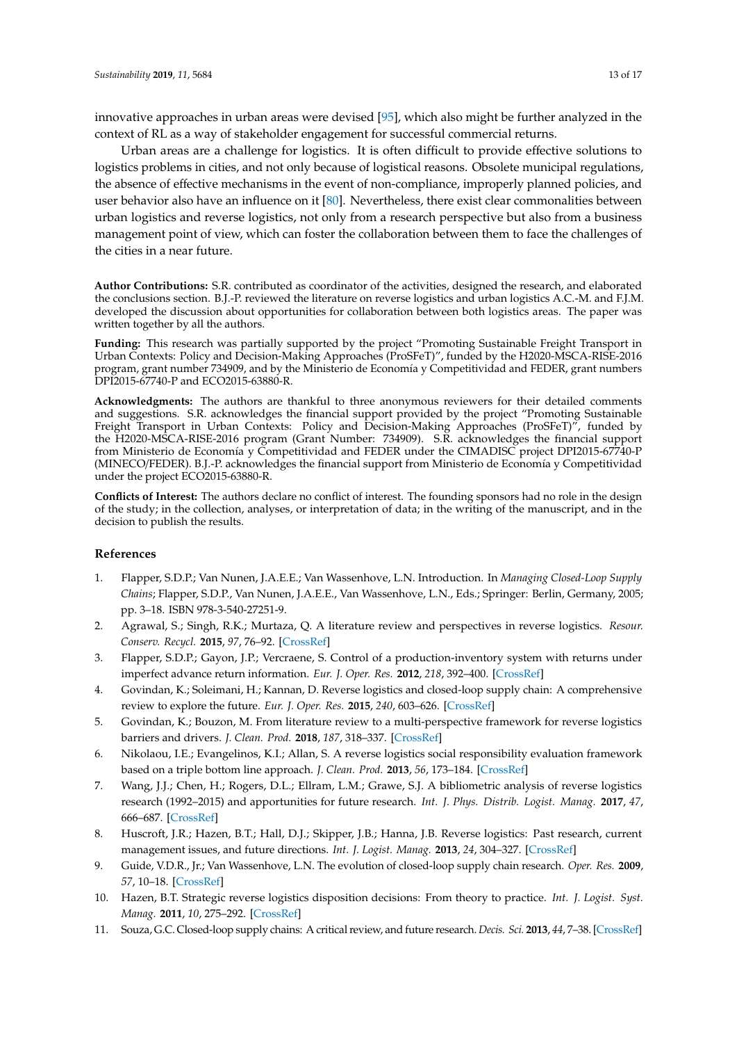innovative approaches in urban areas were devised [95], which also might be further analyzed in the context of RL as a way of stakeholder engagement for successful commercial returns.

Urban areas are a challenge for logistics. It is often difficult to provide effective solutions to logistics problems in cities, and not only because of logistical reasons. Obsolete municipal regulations, the absence of effective mechanisms in the event of non-compliance, improperly planned policies, and user behavior also have an influence on it [80]. Nevertheless, there exist clear commonalities between urban logistics and reverse logistics, not only from a research perspective but also from a business management point of view, which can foster the collaboration between them to face the challenges of the cities in a near future.

**Author Contributions:** S.R. contributed as coordinator of the activities, designed the research, and elaborated the conclusions section. B.J.-P. reviewed the literature on reverse logistics and urban logistics A.C.-M. and F.J.M. developed the discussion about opportunities for collaboration between both logistics areas. The paper was written together by all the authors.

**Funding:** This research was partially supported by the project "Promoting Sustainable Freight Transport in Urban Contexts: Policy and Decision-Making Approaches (ProSFeT)", funded by the H2020-MSCA-RISE-2016 program, grant number 734909, and by the Ministerio de Economía y Competitividad and FEDER, grant numbers DPI2015-67740-P and ECO2015-63880-R.

**Acknowledgments:** The authors are thankful to three anonymous reviewers for their detailed comments and suggestions. S.R. acknowledges the financial support provided by the project "Promoting Sustainable Freight Transport in Urban Contexts: Policy and Decision-Making Approaches (ProSFeT)", funded by the H2020-MSCA-RISE-2016 program (Grant Number: 734909). S.R. acknowledges the financial support from Ministerio de Economía y Competitividad and FEDER under the CIMADISC project DPI2015-67740-P (MINECO/FEDER). B.J.-P. acknowledges the financial support from Ministerio de Economía y Competitividad under the project ECO2015-63880-R.

**Conflicts of Interest:** The authors declare no conflict of interest. The founding sponsors had no role in the design of the study; in the collection, analyses, or interpretation of data; in the writing of the manuscript, and in the decision to publish the results.

## References

1. Flapper, S.D.P.; Van Nunen, J.A.E.E.; Van Wassenhove, L.N. Introduction. In *Managing Closed-Loop Supply Chains*; Flapper, S.D.P., Van Nunen, J.A.E.E., Van Wassenhove, L.N., Eds.; Springer: Berlin, Germany, 2005; pp. 3–18. ISBN 978-3-540-27251-9.
2. Agrawal, S.; Singh, R.K.; Murtaza, Q. A literature review and perspectives in reverse logistics. *Resour. Conserv. Recycl.* **2015**, *97*, 76–92. [CrossRef]
3. Flapper, S.D.P.; Gayon, J.P.; Vercraene, S. Control of a production-inventory system with returns under imperfect advance return information. *Eur. J. Oper. Res.* **2012**, *218*, 392–400. [CrossRef]
4. Govindan, K.; Soleimani, H.; Kannan, D. Reverse logistics and closed-loop supply chain: A comprehensive review to explore the future. *Eur. J. Oper. Res.* **2015**, *240*, 603–626. [CrossRef]
5. Govindan, K.; Bouzon, M. From literature review to a multi-perspective framework for reverse logistics barriers and drivers. *J. Clean. Prod.* **2018**, *187*, 318–337. [CrossRef]
6. Nikolaou, I.E.; Evangelinos, K.I.; Allan, S. A reverse logistics social responsibility evaluation framework based on a triple bottom line approach. *J. Clean. Prod.* **2013**, *56*, 173–184. [CrossRef]
7. Wang, J.J.; Chen, H.; Rogers, D.L.; Ellram, L.M.; Grawe, S.J. A bibliometric analysis of reverse logistics research (1992–2015) and opportunities for future research. *Int. J. Phys. Distrib. Logist. Manag.* **2017**, *47*, 666–687. [CrossRef]
8. Huscroft, J.R.; Hazen, B.T.; Hall, D.J.; Skipper, J.B.; Hanna, J.B. Reverse logistics: Past research, current management issues, and future directions. *Int. J. Logist. Manag.* **2013**, *24*, 304–327. [CrossRef]
9. Guide, V.D.R., Jr.; Van Wassenhove, L.N. The evolution of closed-loop supply chain research. *Oper. Res.* **2009**, *57*, 10–18. [CrossRef]
10. Hazen, B.T. Strategic reverse logistics disposition decisions: From theory to practice. *Int. J. Logist. Syst. Manag.* **2011**, *10*, 275–292. [CrossRef]
11. Souza, G.C. Closed-loop supply chains: A critical review, and future research. *Decis. Sci.* **2013**, *44*, 7–38. [CrossRef]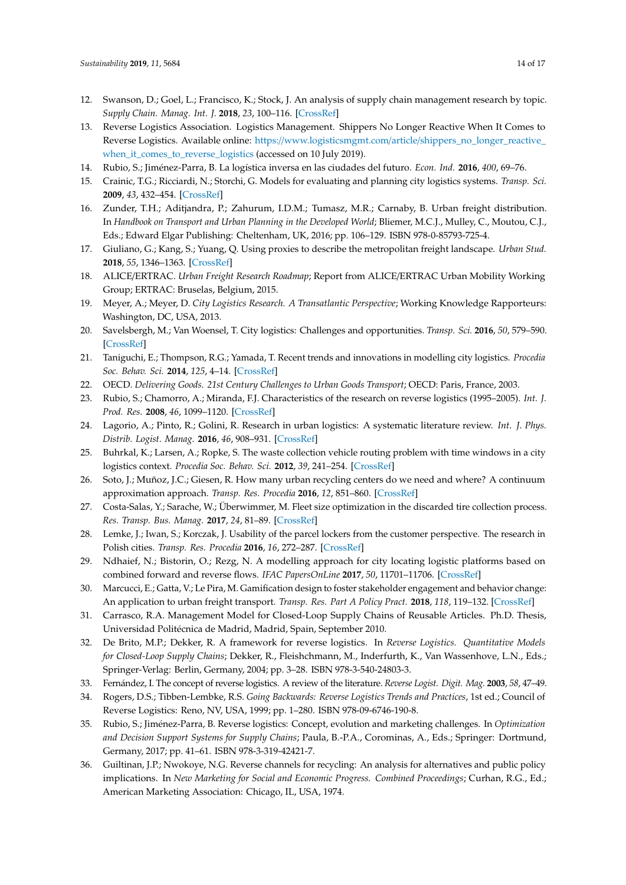12. Swanson, D.; Goel, L.; Francisco, K.; Stock, J. An analysis of supply chain management research by topic. *Supply Chain. Manag. Int. J.* **2018**, *23*, 100–116. [CrossRef]
13. Reverse Logistics Association. Logistics Management. Shippers No Longer Reactive When It Comes to Reverse Logistics. Available online: https://www.logisticsmgmt.com/article/shippers_no_longer_reactive_when_it_comes_to_reverse_logistics (accessed on 10 July 2019).
14. Rubio, S.; Jiménez-Parra, B. La logística inversa en las ciudades del futuro. *Econ. Ind.* **2016**, *400*, 69–76.
15. Crainic, T.G.; Ricciardi, N.; Storchi, G. Models for evaluating and planning city logistics systems. *Transp. Sci.* **2009**, *43*, 432–454. [CrossRef]
16. Zunder, T.H.; Aditjandra, P.; Zahurum, I.D.M.; Tumasz, M.R.; Carnaby, B. Urban freight distribution. In *Handbook on Transport and Urban Planning in the Developed World*; Bliemer, M.C.J., Mulley, C., Moutou, C.J., Eds.; Edward Elgar Publishing: Cheltenham, UK, 2016; pp. 106–129. ISBN 978-0-85793-725-4.
17. Giuliano, G.; Kang, S.; Yuang, Q. Using proxies to describe the metropolitan freight landscape. *Urban Stud.* **2018**, *55*, 1346–1363. [CrossRef]
18. ALICE/ERTRAC. *Urban Freight Research Roadmap*; Report from ALICE/ERTRAC Urban Mobility Working Group; ERTRAC: Bruselas, Belgium, 2015.
19. Meyer, A.; Meyer, D. *City Logistics Research. A Transatlantic Perspective*; Working Knowledge Rapporteurs: Washington, DC, USA, 2013.
20. Savelsbergh, M.; Van Woensel, T. City logistics: Challenges and opportunities. *Transp. Sci.* **2016**, *50*, 579–590. [CrossRef]
21. Taniguchi, E.; Thompson, R.G.; Yamada, T. Recent trends and innovations in modelling city logistics. *Procedia Soc. Behav. Sci.* **2014**, *125*, 4–14. [CrossRef]
22. OECD. *Delivering Goods. 21st Century Challenges to Urban Goods Transport*; OECD: Paris, France, 2003.
23. Rubio, S.; Chamorro, A.; Miranda, F.J. Characteristics of the research on reverse logistics (1995–2005). *Int. J. Prod. Res.* **2008**, *46*, 1099–1120. [CrossRef]
24. Lagorio, A.; Pinto, R.; Golini, R. Research in urban logistics: A systematic literature review. *Int. J. Phys. Distrib. Logist. Manag.* **2016**, *46*, 908–931. [CrossRef]
25. Buhrkal, K.; Larsen, A.; Ropke, S. The waste collection vehicle routing problem with time windows in a city logistics context. *Procedia Soc. Behav. Sci.* **2012**, *39*, 241–254. [CrossRef]
26. Soto, J.; Muñoz, J.C.; Giesen, R. How many urban recycling centers do we need and where? A continuum approximation approach. *Transp. Res. Procedia* **2016**, *12*, 851–860. [CrossRef]
27. Costa-Salas, Y.; Sarache, W.; Überwimmer, M. Fleet size optimization in the discarded tire collection process. *Res. Transp. Bus. Manag.* **2017**, *24*, 81–89. [CrossRef]
28. Lemke, J.; Iwan, S.; Korczak, J. Usability of the parcel lockers from the customer perspective. The research in Polish cities. *Transp. Res. Procedia* **2016**, *16*, 272–287. [CrossRef]
29. Ndhaief, N.; Bistorin, O.; Rezg, N. A modelling approach for city locating logistic platforms based on combined forward and reverse flows. *IFAC PapersOnLine* **2017**, *50*, 11701–11706. [CrossRef]
30. Marcucci, E.; Gatta, V.; Le Pira, M. Gamification design to foster stakeholder engagement and behavior change: An application to urban freight transport. *Transp. Res. Part A Policy Pract.* **2018**, *118*, 119–132. [CrossRef]
31. Carrasco, R.A. Management Model for Closed-Loop Supply Chains of Reusable Articles. Ph.D. Thesis, Universidad Politécnica de Madrid, Madrid, Spain, September 2010.
32. De Brito, M.P.; Dekker, R. A framework for reverse logistics. In *Reverse Logistics. Quantitative Models for Closed-Loop Supply Chains*; Dekker, R., Fleishchmann, M., Inderfurth, K., Van Wassenhove, L.N., Eds.; Springer-Verlag: Berlin, Germany, 2004; pp. 3–28. ISBN 978-3-540-24803-3.
33. Fernández, I. The concept of reverse logistics. A review of the literature. *Reverse Logist. Digit. Mag.* **2003**, *58*, 47–49.
34. Rogers, D.S.; Tibben-Lembke, R.S. *Going Backwards: Reverse Logistics Trends and Practices*, 1st ed.; Council of Reverse Logistics: Reno, NV, USA, 1999; pp. 1–280. ISBN 978-09-6746-190-8.
35. Rubio, S.; Jiménez-Parra, B. Reverse logistics: Concept, evolution and marketing challenges. In *Optimization and Decision Support Systems for Supply Chains*; Paula, B.-P.A., Corominas, A., Eds.; Springer: Dortmund, Germany, 2017; pp. 41–61. ISBN 978-3-319-42421-7.
36. Guiltinan, J.P.; Nwokoye, N.G. Reverse channels for recycling: An analysis for alternatives and public policy implications. In *New Marketing for Social and Economic Progress. Combined Proceedings*; Curhan, R.G., Ed.; American Marketing Association: Chicago, IL, USA, 1974.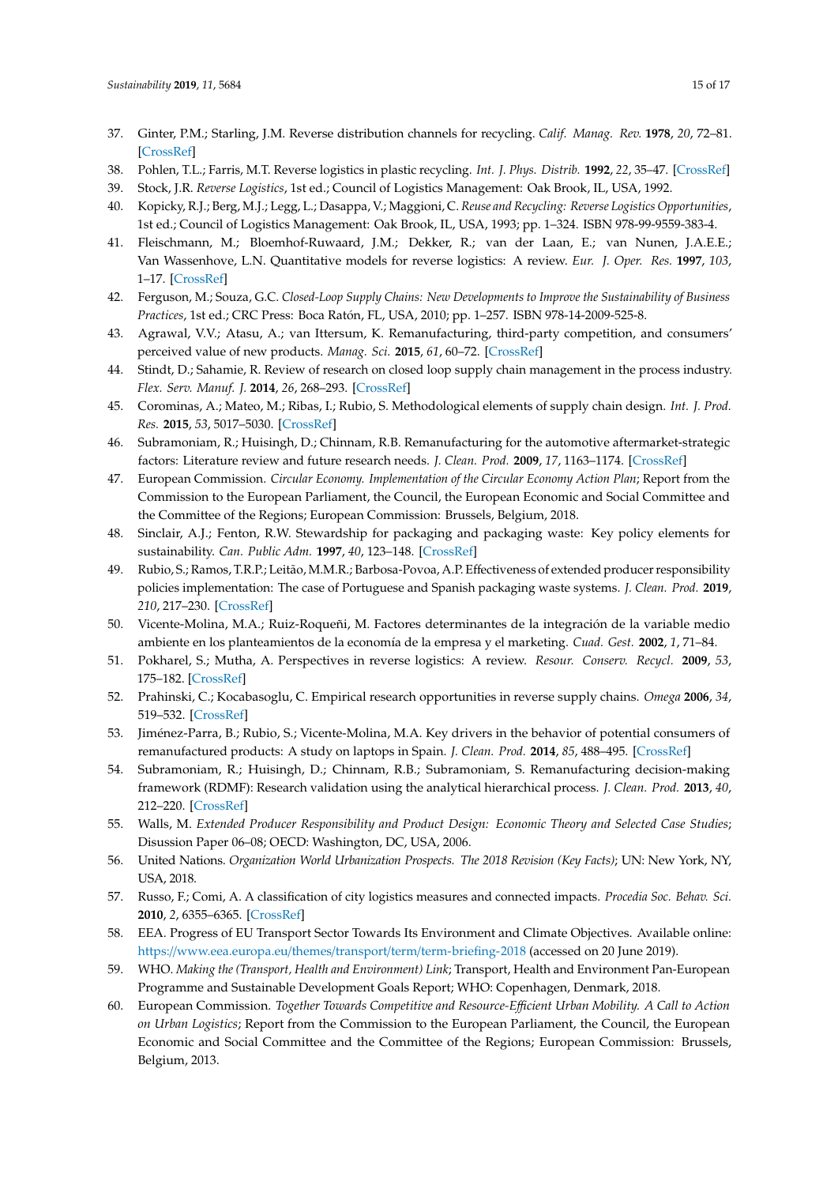37. Ginter, P.M.; Starling, J.M. Reverse distribution channels for recycling. *Calif. Manag. Rev.* **1978**, *20*, 72–81. [CrossRef]
38. Pohlen, T.L.; Farris, M.T. Reverse logistics in plastic recycling. *Int. J. Phys. Distrib.* **1992**, *22*, 35–47. [CrossRef]
39. Stock, J.R. *Reverse Logistics*, 1st ed.; Council of Logistics Management: Oak Brook, IL, USA, 1992.
40. Kopicky, R.J.; Berg, M.J.; Legg, L.; Dasappa, V.; Maggioni, C. *Reuse and Recycling: Reverse Logistics Opportunities*, 1st ed.; Council of Logistics Management: Oak Brook, IL, USA, 1993; pp. 1–324. ISBN 978-99-9559-383-4.
41. Fleischmann, M.; Bloemhof-Ruwaard, J.M.; Dekker, R.; van der Laan, E.; van Nunen, J.A.E.E.; Van Wassenhove, L.N. Quantitative models for reverse logistics: A review. *Eur. J. Oper. Res.* **1997**, *103*, 1–17. [CrossRef]
42. Ferguson, M.; Souza, G.C. *Closed-Loop Supply Chains: New Developments to Improve the Sustainability of Business Practices*, 1st ed.; CRC Press: Boca Ratón, FL, USA, 2010; pp. 1–257. ISBN 978-14-2009-525-8.
43. Agrawal, V.V.; Atasu, A.; van Ittersum, K. Remanufacturing, third-party competition, and consumers' perceived value of new products. *Manag. Sci.* **2015**, *61*, 60–72. [CrossRef]
44. Stindt, D.; Sahamie, R. Review of research on closed loop supply chain management in the process industry. *Flex. Serv. Manuf. J.* **2014**, *26*, 268–293. [CrossRef]
45. Corominas, A.; Mateo, M.; Ribas, I.; Rubio, S. Methodological elements of supply chain design. *Int. J. Prod. Res.* **2015**, *53*, 5017–5030. [CrossRef]
46. Subramoniam, R.; Huisingh, D.; Chinnam, R.B. Remanufacturing for the automotive aftermarket-strategic factors: Literature review and future research needs. *J. Clean. Prod.* **2009**, *17*, 1163–1174. [CrossRef]
47. European Commission. *Circular Economy. Implementation of the Circular Economy Action Plan*; Report from the Commission to the European Parliament, the Council, the European Economic and Social Committee and the Committee of the Regions; European Commission: Brussels, Belgium, 2018.
48. Sinclair, A.J.; Fenton, R.W. Stewardship for packaging and packaging waste: Key policy elements for sustainability. *Can. Public Adm.* **1997**, *40*, 123–148. [CrossRef]
49. Rubio, S.; Ramos, T.R.P.; Leitão, M.M.R.; Barbosa-Povoa, A.P. Effectiveness of extended producer responsibility policies implementation: The case of Portuguese and Spanish packaging waste systems. *J. Clean. Prod.* **2019**, *210*, 217–230. [CrossRef]
50. Vicente-Molina, M.A.; Ruiz-Roqueñi, M. Factores determinantes de la integración de la variable medio ambiente en los planteamientos de la economía de la empresa y el marketing. *Cuad. Gest.* **2002**, *1*, 71–84.
51. Pokharel, S.; Mutha, A. Perspectives in reverse logistics: A review. *Resour. Conserv. Recycl.* **2009**, *53*, 175–182. [CrossRef]
52. Prahinski, C.; Kocabasoglu, C. Empirical research opportunities in reverse supply chains. *Omega* **2006**, *34*, 519–532. [CrossRef]
53. Jiménez-Parra, B.; Rubio, S.; Vicente-Molina, M.A. Key drivers in the behavior of potential consumers of remanufactured products: A study on laptops in Spain. *J. Clean. Prod.* **2014**, *85*, 488–495. [CrossRef]
54. Subramoniam, R.; Huisingh, D.; Chinnam, R.B.; Subramoniam, S. Remanufacturing decision-making framework (RDMF): Research validation using the analytical hierarchical process. *J. Clean. Prod.* **2013**, *40*, 212–220. [CrossRef]
55. Walls, M. *Extended Producer Responsibility and Product Design: Economic Theory and Selected Case Studies*; Disussion Paper 06–08; OECD: Washington, DC, USA, 2006.
56. United Nations. *Organization World Urbanization Prospects. The 2018 Revision (Key Facts)*; UN: New York, NY, USA, 2018.
57. Russo, F.; Comi, A. A classification of city logistics measures and connected impacts. *Procedia Soc. Behav. Sci.* **2010**, *2*, 6355–6365. [CrossRef]
58. EEA. Progress of EU Transport Sector Towards Its Environment and Climate Objectives. Available online: https://www.eea.europa.eu/themes/transport/term/term-briefing-2018 (accessed on 20 June 2019).
59. WHO. *Making the (Transport, Health and Environment) Link*; Transport, Health and Environment Pan-European Programme and Sustainable Development Goals Report; WHO: Copenhagen, Denmark, 2018.
60. European Commission. *Together Towards Competitive and Resource-Efficient Urban Mobility. A Call to Action on Urban Logistics*; Report from the Commission to the European Parliament, the Council, the European Economic and Social Committee and the Committee of the Regions; European Commission: Brussels, Belgium, 2013.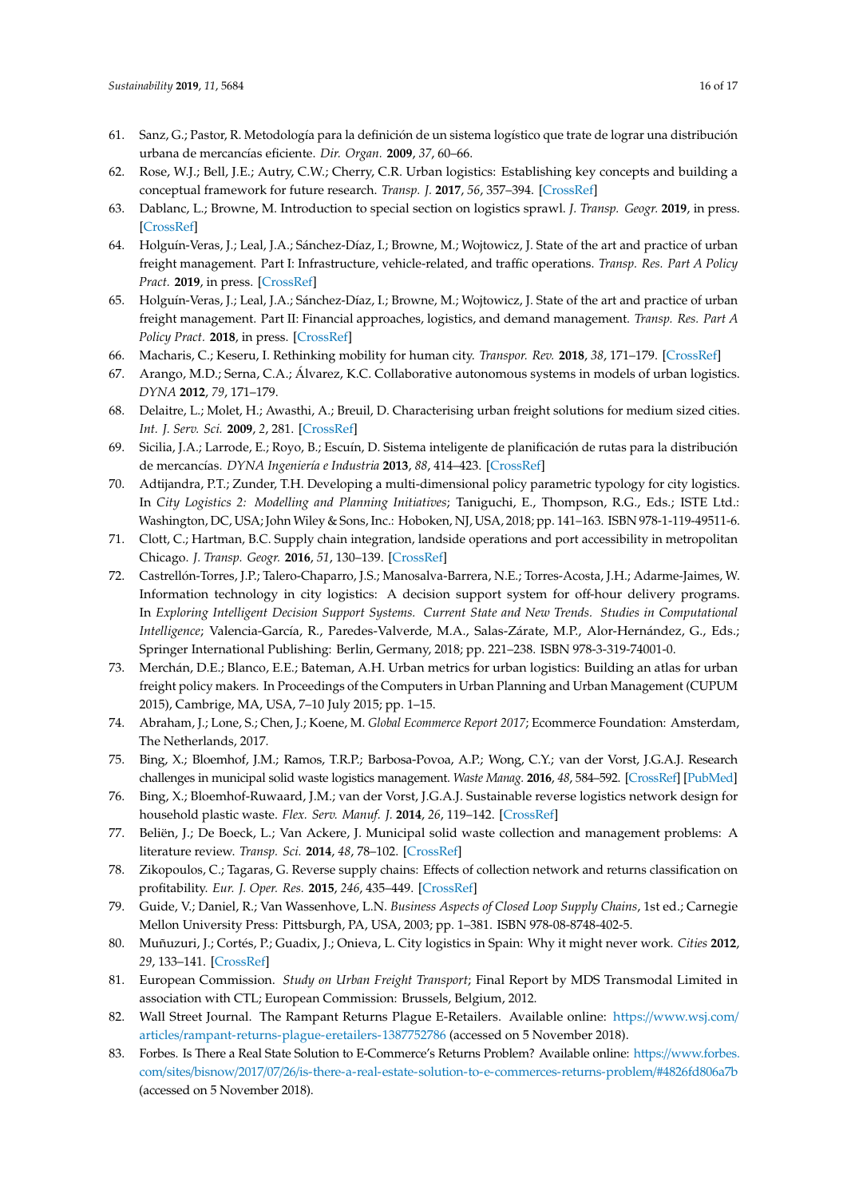61. Sanz, G.; Pastor, R. Metodología para la definición de un sistema logístico que trate de lograr una distribución urbana de mercancías eficiente. *Dir. Organ.* **2009**, *37*, 60–66.
62. Rose, W.J.; Bell, J.E.; Autry, C.W.; Cherry, C.R. Urban logistics: Establishing key concepts and building a conceptual framework for future research. *Transp. J.* **2017**, *56*, 357–394. [CrossRef]
63. Dablanc, L.; Browne, M. Introduction to special section on logistics sprawl. *J. Transp. Geogr.* **2019**, in press. [CrossRef]
64. Holguín-Veras, J.; Leal, J.A.; Sánchez-Díaz, I.; Browne, M.; Wojtowicz, J. State of the art and practice of urban freight management. Part I: Infrastructure, vehicle-related, and traffic operations. *Transp. Res. Part A Policy Pract.* **2019**, in press. [CrossRef]
65. Holguín-Veras, J.; Leal, J.A.; Sánchez-Díaz, I.; Browne, M.; Wojtowicz, J. State of the art and practice of urban freight management. Part II: Financial approaches, logistics, and demand management. *Transp. Res. Part A Policy Pract.* **2018**, in press. [CrossRef]
66. Macharis, C.; Keseru, I. Rethinking mobility for human city. *Transpor. Rev.* **2018**, *38*, 171–179. [CrossRef]
67. Arango, M.D.; Serna, C.A.; Álvarez, K.C. Collaborative autonomous systems in models of urban logistics. *DYNA* **2012**, *79*, 171–179.
68. Delaitre, L.; Molet, H.; Awasthi, A.; Breuil, D. Characterising urban freight solutions for medium sized cities. *Int. J. Serv. Sci.* **2009**, *2*, 281. [CrossRef]
69. Sicilia, J.A.; Larrode, E.; Royo, B.; Escuín, D. Sistema inteligente de planificación de rutas para la distribución de mercancías. *DYNA Ingeniería e Industria* **2013**, *88*, 414–423. [CrossRef]
70. Adtijandra, P.T.; Zunder, T.H. Developing a multi-dimensional policy parametric typology for city logistics. In *City Logistics 2: Modelling and Planning Initiatives*; Taniguchi, E., Thompson, R.G., Eds.; ISTE Ltd.: Washington, DC, USA; John Wiley & Sons, Inc.: Hoboken, NJ, USA, 2018; pp. 141–163. ISBN 978-1-119-49511-6.
71. Clott, C.; Hartman, B.C. Supply chain integration, landside operations and port accessibility in metropolitan Chicago. *J. Transp. Geogr.* **2016**, *51*, 130–139. [CrossRef]
72. Castrellón-Torres, J.P.; Talero-Chaparro, J.S.; Manosalva-Barrera, N.E.; Torres-Acosta, J.H.; Adarme-Jaimes, W. Information technology in city logistics: A decision support system for off-hour delivery programs. In *Exploring Intelligent Decision Support Systems. Current State and New Trends. Studies in Computational Intelligence*; Valencia-García, R., Paredes-Valverde, M.A., Salas-Zárate, M.P., Alor-Hernández, G., Eds.; Springer International Publishing: Berlin, Germany, 2018; pp. 221–238. ISBN 978-3-319-74001-0.
73. Merchán, D.E.; Blanco, E.E.; Bateman, A.H. Urban metrics for urban logistics: Building an atlas for urban freight policy makers. In Proceedings of the Computers in Urban Planning and Urban Management (CUPUM 2015), Cambrige, MA, USA, 7–10 July 2015; pp. 1–15.
74. Abraham, J.; Lone, S.; Chen, J.; Koene, M. *Global Ecommerce Report 2017*; Ecommerce Foundation: Amsterdam, The Netherlands, 2017.
75. Bing, X.; Bloemhof, J.M.; Ramos, T.R.P.; Barbosa-Povoa, A.P.; Wong, C.Y.; van der Vorst, J.G.A.J. Research challenges in municipal solid waste logistics management. *Waste Manag.* **2016**, *48*, 584–592. [CrossRef] [PubMed]
76. Bing, X.; Bloemhof-Ruwaard, J.M.; van der Vorst, J.G.A.J. Sustainable reverse logistics network design for household plastic waste. *Flex. Serv. Manuf. J.* **2014**, *26*, 119–142. [CrossRef]
77. Beliën, J.; De Boeck, L.; Van Ackere, J. Municipal solid waste collection and management problems: A literature review. *Transp. Sci.* **2014**, *48*, 78–102. [CrossRef]
78. Zikopoulos, C.; Tagaras, G. Reverse supply chains: Effects of collection network and returns classification on profitability. *Eur. J. Oper. Res.* **2015**, *246*, 435–449. [CrossRef]
79. Guide, V.; Daniel, R.; Van Wassenhove, L.N. *Business Aspects of Closed Loop Supply Chains*, 1st ed.; Carnegie Mellon University Press: Pittsburgh, PA, USA, 2003; pp. 1–381. ISBN 978-08-8748-402-5.
80. Muñuzuri, J.; Cortés, P.; Guadix, J.; Onieva, L. City logistics in Spain: Why it might never work. *Cities* **2012**, *29*, 133–141. [CrossRef]
81. European Commission. *Study on Urban Freight Transport*; Final Report by MDS Transmodal Limited in association with CTL; European Commission: Brussels, Belgium, 2012.
82. Wall Street Journal. The Rampant Returns Plague E-Retailers. Available online: https://www.wsj.com/articles/rampant-returns-plague-eretailers-1387752786 (accessed on 5 November 2018).
83. Forbes. Is There a Real State Solution to E-Commerce's Returns Problem? Available online: https://www.forbes.com/sites/bisnow/2017/07/26/is-there-a-real-estate-solution-to-e-commerces-returns-problem/#4826fd806a7b (accessed on 5 November 2018).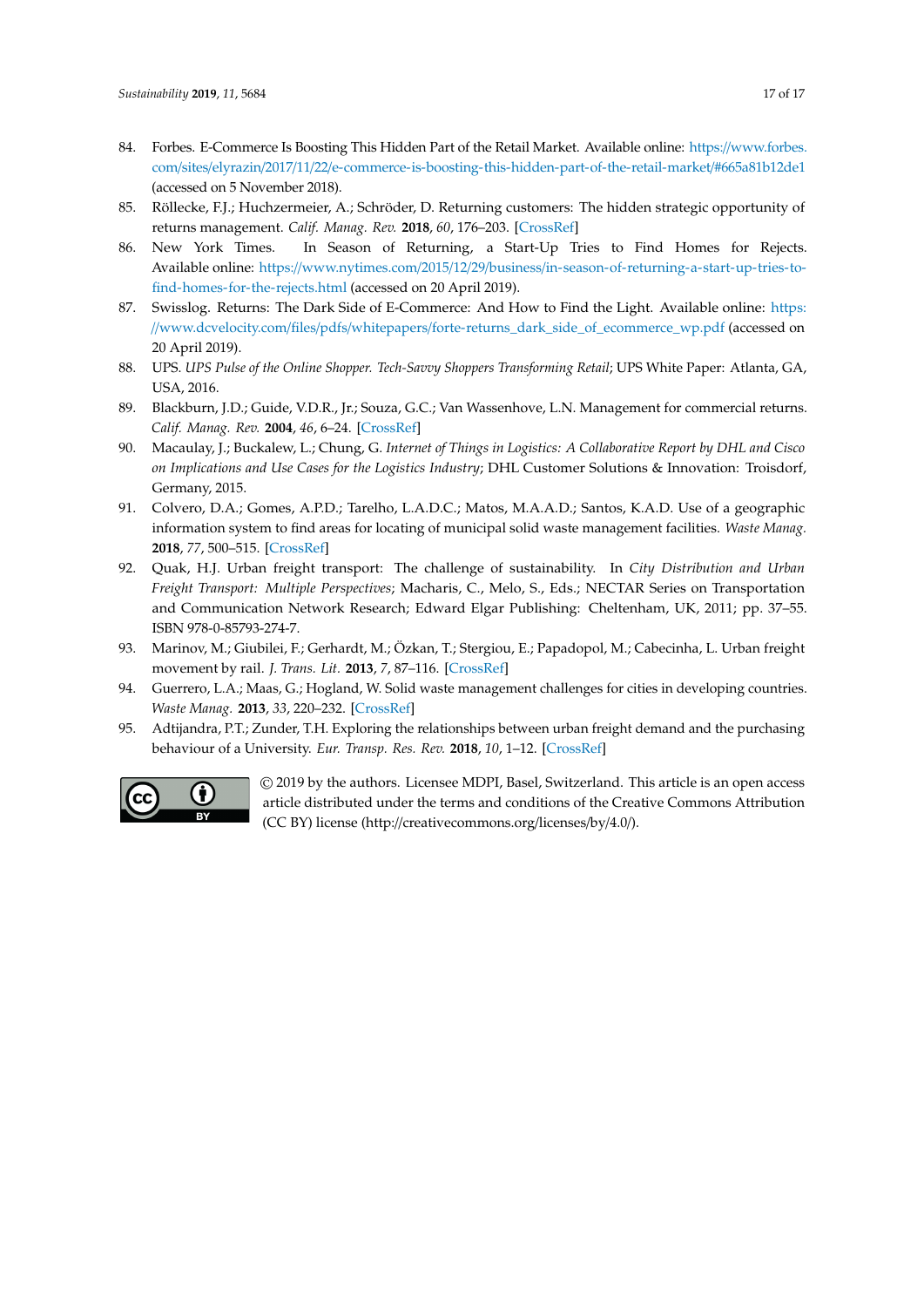84. Forbes. E-Commerce Is Boosting This Hidden Part of the Retail Market. Available online: https://www.forbes.com/sites/elyrazin/2017/11/22/e-commerce-is-boosting-this-hidden-part-of-the-retail-market/#665a81b12de1 (accessed on 5 November 2018).
85. Röllecke, F.J.; Huchzermeier, A.; Schröder, D. Returning customers: The hidden strategic opportunity of returns management. *Calif. Manag. Rev.* **2018**, *60*, 176–203. [CrossRef]
86. New York Times. In Season of Returning, a Start-Up Tries to Find Homes for Rejects. Available online: https://www.nytimes.com/2015/12/29/business/in-season-of-returning-a-start-up-tries-to-find-homes-for-the-rejects.html (accessed on 20 April 2019).
87. Swisslog. Returns: The Dark Side of E-Commerce: And How to Find the Light. Available online: https://www.dcvelocity.com/files/pdfs/whitepapers/forte-returns_dark_side_of_ecommerce_wp.pdf (accessed on 20 April 2019).
88. UPS. *UPS Pulse of the Online Shopper. Tech-Savvy Shoppers Transforming Retail*; UPS White Paper: Atlanta, GA, USA, 2016.
89. Blackburn, J.D.; Guide, V.D.R., Jr.; Souza, G.C.; Van Wassenhove, L.N. Management for commercial returns. *Calif. Manag. Rev.* **2004**, *46*, 6–24. [CrossRef]
90. Macaulay, J.; Buckalew, L.; Chung, G. *Internet of Things in Logistics: A Collaborative Report by DHL and Cisco on Implications and Use Cases for the Logistics Industry*; DHL Customer Solutions & Innovation: Troisdorf, Germany, 2015.
91. Colvero, D.A.; Gomes, A.P.D.; Tarelho, L.A.D.C.; Matos, M.A.A.D.; Santos, K.A.D. Use of a geographic information system to find areas for locating of municipal solid waste management facilities. *Waste Manag.* **2018**, *77*, 500–515. [CrossRef]
92. Quak, H.J. Urban freight transport: The challenge of sustainability. In *City Distribution and Urban Freight Transport: Multiple Perspectives*; Macharis, C., Melo, S., Eds.; NECTAR Series on Transportation and Communication Network Research; Edward Elgar Publishing: Cheltenham, UK, 2011; pp. 37–55. ISBN 978-0-85793-274-7.
93. Marinov, M.; Giubilei, F.; Gerhardt, M.; Özkan, T.; Stergiou, E.; Papadopol, M.; Cabecinha, L. Urban freight movement by rail. *J. Trans. Lit.* **2013**, *7*, 87–116. [CrossRef]
94. Guerrero, L.A.; Maas, G.; Hogland, W. Solid waste management challenges for cities in developing countries. *Waste Manag.* **2013**, *33*, 220–232. [CrossRef]
95. Adtijandra, P.T.; Zunder, T.H. Exploring the relationships between urban freight demand and the purchasing behaviour of a University. *Eur. Transp. Res. Rev.* **2018**, *10*, 1–12. [CrossRef]

© 2019 by the authors. Licensee MDPI, Basel, Switzerland. This article is an open access article distributed under the terms and conditions of the Creative Commons Attribution (CC BY) license (http://creativecommons.org/licenses/by/4.0/).